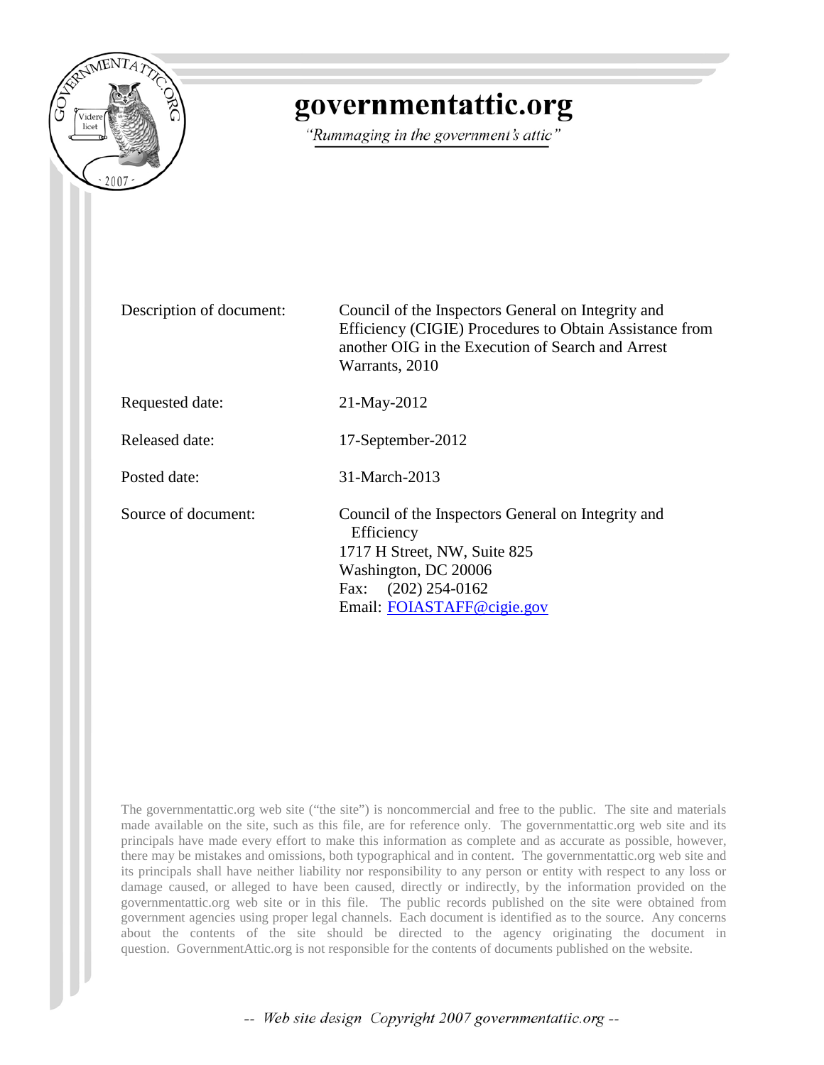# governmentattic.org

*"Rummaging in the government's attic"*

| | |
|---|---|
| Description of document: | Council of the Inspectors General on Integrity and Efficiency (CIGIE) Procedures to Obtain Assistance from another OIG in the Execution of Search and Arrest Warrants, 2010 |
| Requested date: | 21-May-2012 |
| Released date: | 17-September-2012 |
| Posted date: | 31-March-2013 |
| Source of document: | Council of the Inspectors General on Integrity and Efficiency<br>1717 H Street, NW, Suite 825<br>Washington, DC 20006<br>Fax: (202) 254-0162<br>Email: FOIASTAFF@cigie.gov |

The governmentattic.org web site ("the site") is noncommercial and free to the public. The site and materials made available on the site, such as this file, are for reference only. The governmentattic.org web site and its principals have made every effort to make this information as complete and as accurate as possible, however, there may be mistakes and omissions, both typographical and in content. The governmentattic.org web site and its principals shall have neither liability nor responsibility to any person or entity with respect to any loss or damage caused, or alleged to have been caused, directly or indirectly, by the information provided on the governmentattic.org web site or in this file. The public records published on the site were obtained from government agencies using proper legal channels. Each document is identified as to the source. Any concerns about the contents of the site should be directed to the agency originating the document in question. GovernmentAttic.org is not responsible for the contents of documents published on the website.

-- Web site design Copyright 2007 governmentattic.org --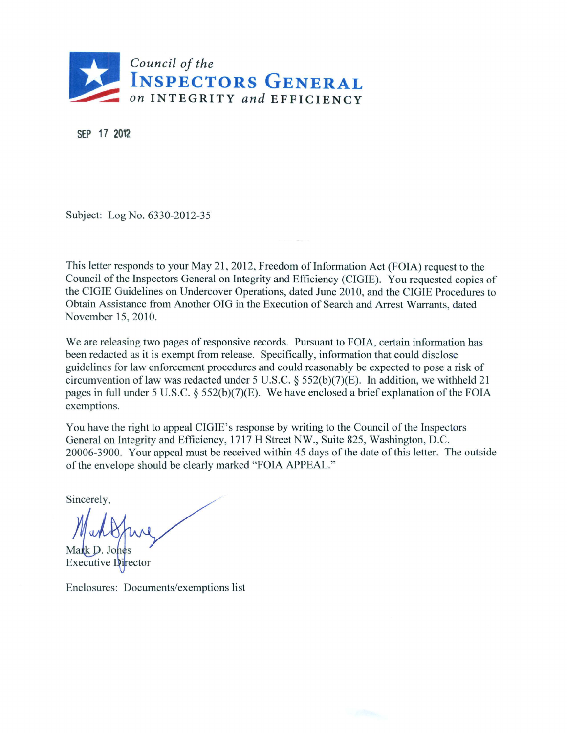Council of the
# INSPECTORS GENERAL
on INTEGRITY and EFFICIENCY

SEP 17 2012

Subject: Log No. 6330-2012-35

This letter responds to your May 21, 2012, Freedom of Information Act (FOIA) request to the Council of the Inspectors General on Integrity and Efficiency (CIGIE). You requested copies of the CIGIE Guidelines on Undercover Operations, dated June 2010, and the CIGIE Procedures to Obtain Assistance from Another OIG in the Execution of Search and Arrest Warrants, dated November 15, 2010.

We are releasing two pages of responsive records. Pursuant to FOIA, certain information has been redacted as it is exempt from release. Specifically, information that could disclose guidelines for law enforcement procedures and could reasonably be expected to pose a risk of circumvention of law was redacted under 5 U.S.C. § 552(b)(7)(E). In addition, we withheld 21 pages in full under 5 U.S.C. § 552(b)(7)(E). We have enclosed a brief explanation of the FOIA exemptions.

You have the right to appeal CIGIE's response by writing to the Council of the Inspectors General on Integrity and Efficiency, 1717 H Street NW., Suite 825, Washington, D.C. 20006-3900. Your appeal must be received within 45 days of the date of this letter. The outside of the envelope should be clearly marked "FOIA APPEAL."

Sincerely,

Mark D. Jones
Executive Director

Enclosures: Documents/exemptions list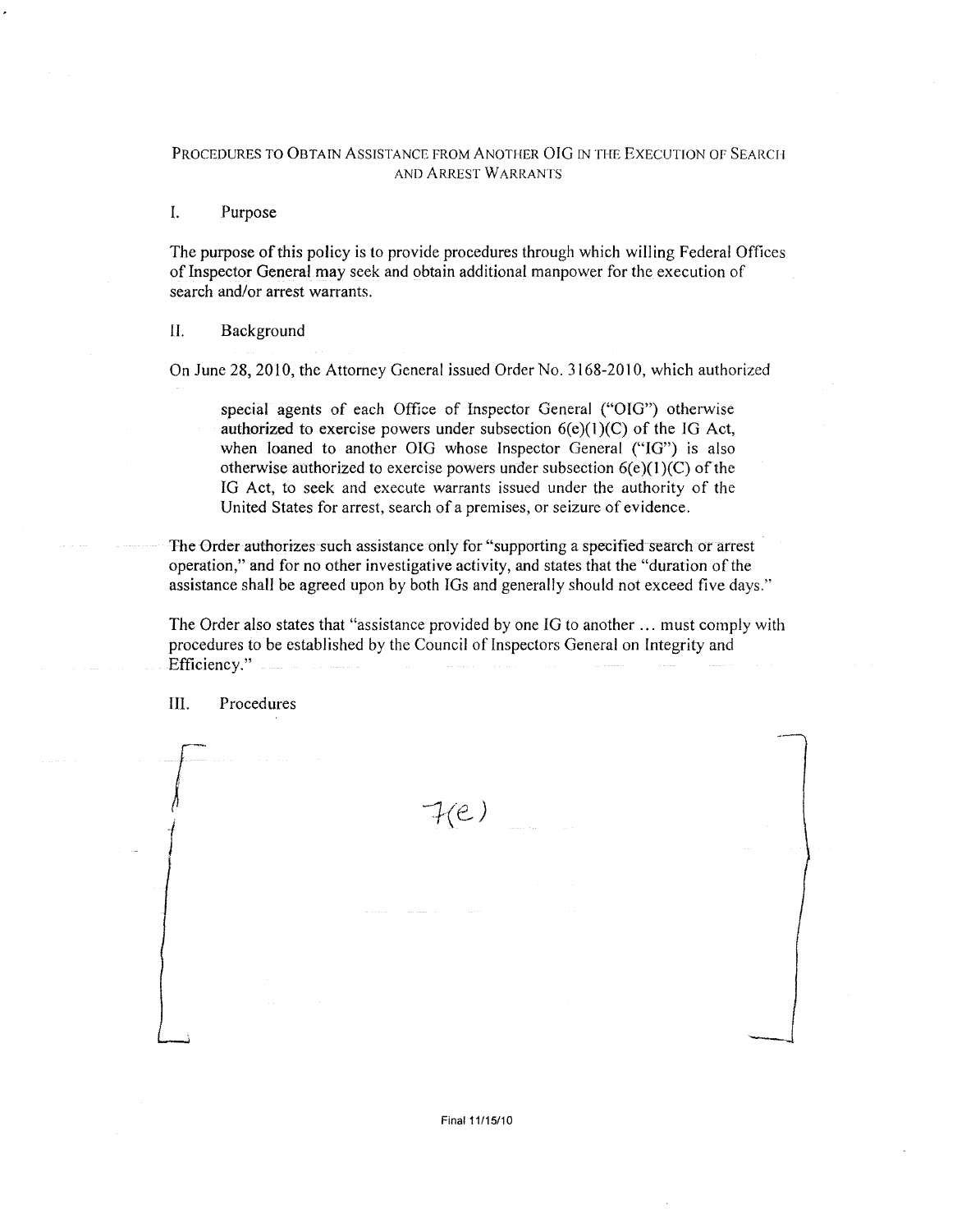PROCEDURES TO OBTAIN ASSISTANCE FROM ANOTHER OIG IN THE EXECUTION OF SEARCH AND ARREST WARRANTS

I. Purpose

The purpose of this policy is to provide procedures through which willing Federal Offices of Inspector General may seek and obtain additional manpower for the execution of search and/or arrest warrants.

II. Background

On June 28, 2010, the Attorney General issued Order No. 3168-2010, which authorized

> special agents of each Office of Inspector General ("OIG") otherwise authorized to exercise powers under subsection 6(e)(1)(C) of the IG Act, when loaned to another OIG whose Inspector General ("IG") is also otherwise authorized to exercise powers under subsection 6(e)(1)(C) of the IG Act, to seek and execute warrants issued under the authority of the United States for arrest, search of a premises, or seizure of evidence.

The Order authorizes such assistance only for "supporting a specified search or arrest operation," and for no other investigative activity, and states that the "duration of the assistance shall be agreed upon by both IGs and generally should not exceed five days."

The Order also states that "assistance provided by one IG to another ... must comply with procedures to be established by the Council of Inspectors General on Integrity and Efficiency."

III. Procedures

7(e)

Final 11/15/10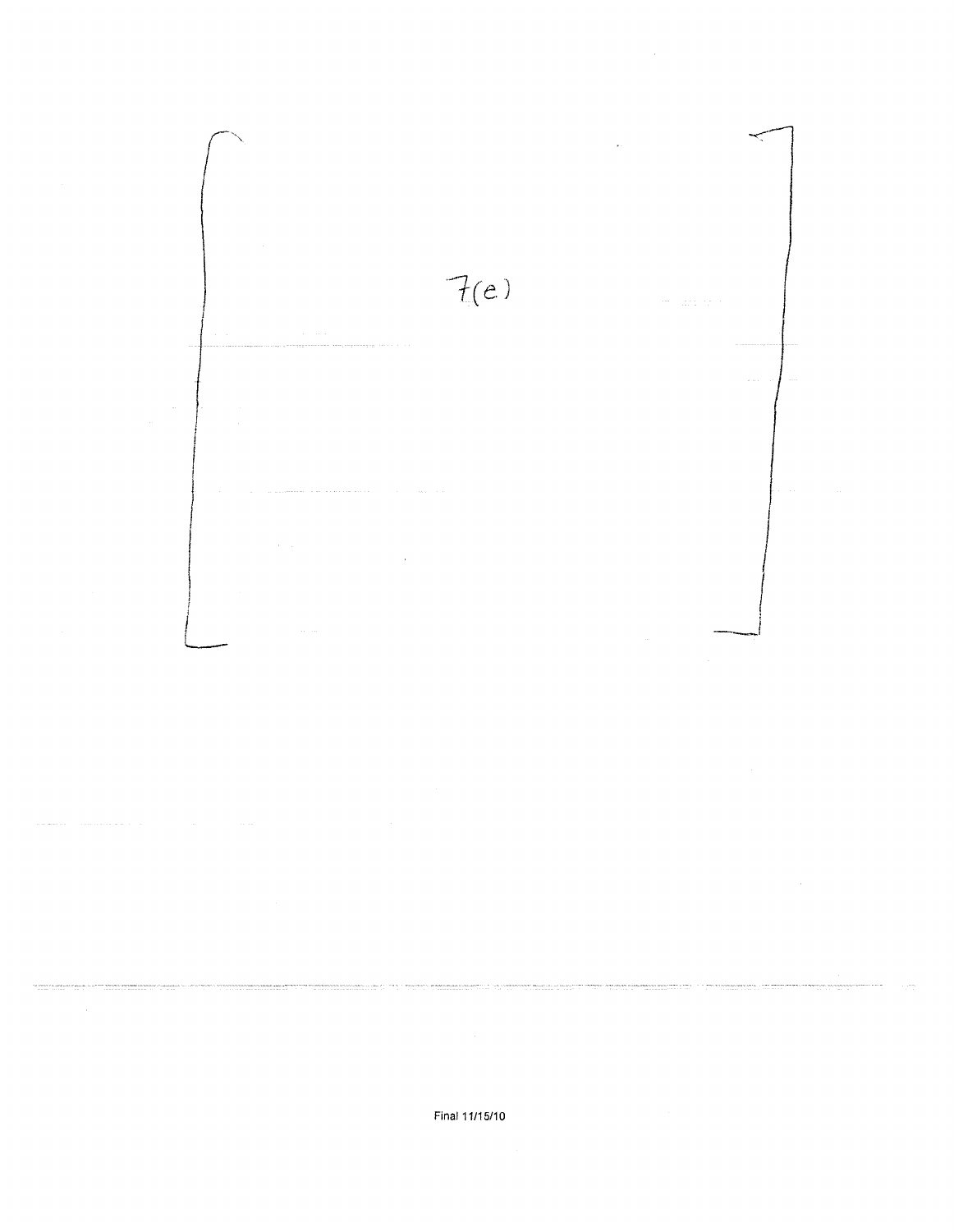[

7(e)

]

Final 11/15/10